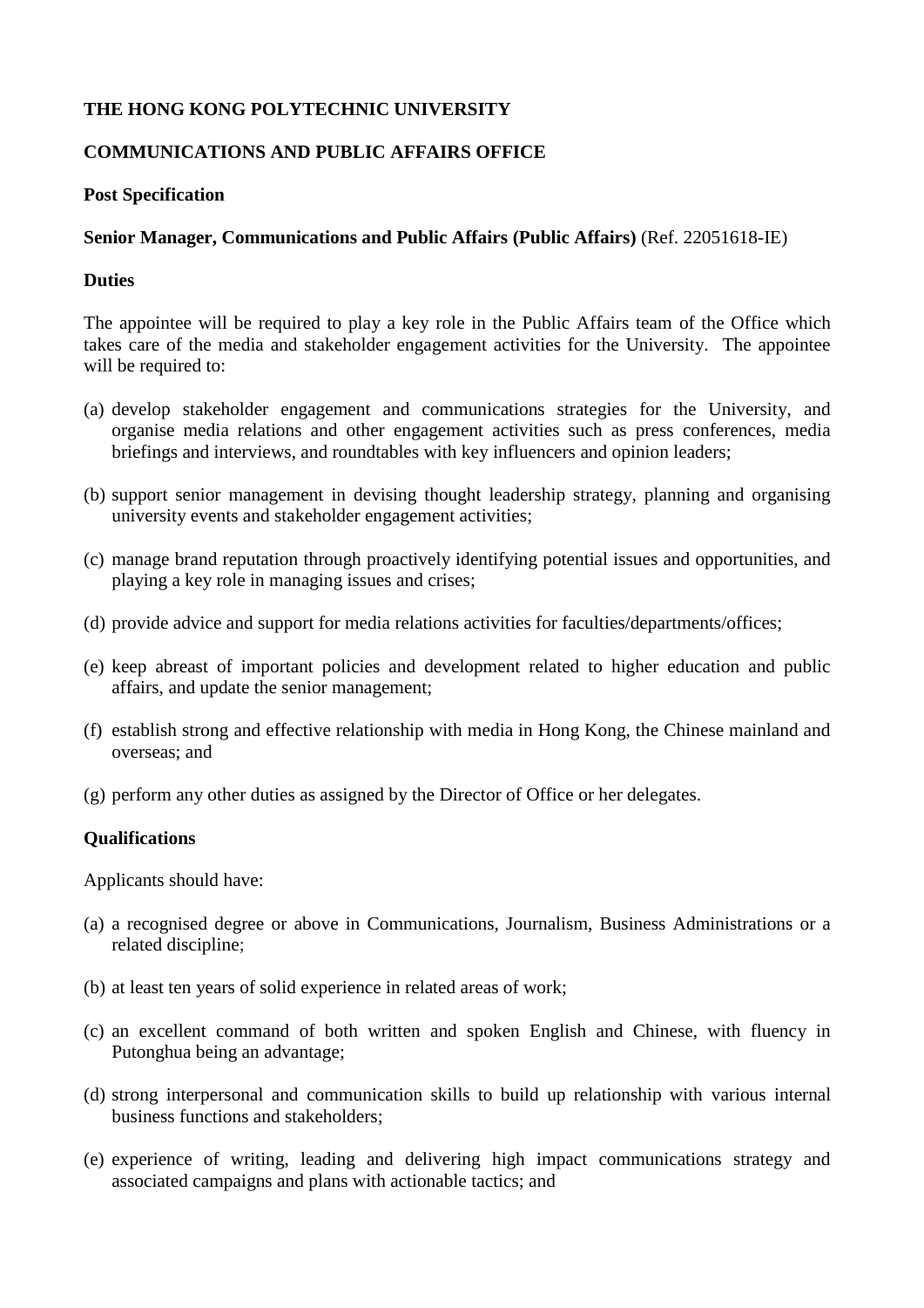**THE HONG KONG POLYTECHNIC UNIVERSITY**

**COMMUNICATIONS AND PUBLIC AFFAIRS OFFICE**

**Post Specification**

**Senior Manager, Communications and Public Affairs (Public Affairs)** (Ref. 22051618-IE)

**Duties**

The appointee will be required to play a key role in the Public Affairs team of the Office which takes care of the media and stakeholder engagement activities for the University. The appointee will be required to:

(a) develop stakeholder engagement and communications strategies for the University, and organise media relations and other engagement activities such as press conferences, media briefings and interviews, and roundtables with key influencers and opinion leaders;

(b) support senior management in devising thought leadership strategy, planning and organising university events and stakeholder engagement activities;

(c) manage brand reputation through proactively identifying potential issues and opportunities, and playing a key role in managing issues and crises;

(d) provide advice and support for media relations activities for faculties/departments/offices;

(e) keep abreast of important policies and development related to higher education and public affairs, and update the senior management;

(f) establish strong and effective relationship with media in Hong Kong, the Chinese mainland and overseas; and

(g) perform any other duties as assigned by the Director of Office or her delegates.

**Qualifications**

Applicants should have:

(a) a recognised degree or above in Communications, Journalism, Business Administrations or a related discipline;

(b) at least ten years of solid experience in related areas of work;

(c) an excellent command of both written and spoken English and Chinese, with fluency in Putonghua being an advantage;

(d) strong interpersonal and communication skills to build up relationship with various internal business functions and stakeholders;

(e) experience of writing, leading and delivering high impact communications strategy and associated campaigns and plans with actionable tactics; and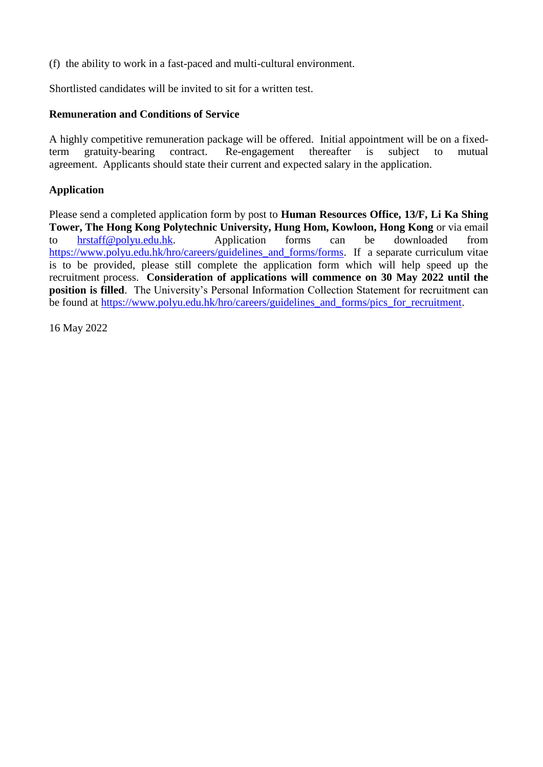(f) the ability to work in a fast-paced and multi-cultural environment.

Shortlisted candidates will be invited to sit for a written test.

**Remuneration and Conditions of Service**

A highly competitive remuneration package will be offered. Initial appointment will be on a fixed-term gratuity-bearing contract. Re-engagement thereafter is subject to mutual agreement. Applicants should state their current and expected salary in the application.

**Application**

Please send a completed application form by post to **Human Resources Office, 13/F, Li Ka Shing Tower, The Hong Kong Polytechnic University, Hung Hom, Kowloon, Hong Kong** or via email to hrstaff@polyu.edu.hk. Application forms can be downloaded from https://www.polyu.edu.hk/hro/careers/guidelines_and_forms/forms. If a separate curriculum vitae is to be provided, please still complete the application form which will help speed up the recruitment process. **Consideration of applications will commence on 30 May 2022 until the position is filled**. The University's Personal Information Collection Statement for recruitment can be found at https://www.polyu.edu.hk/hro/careers/guidelines_and_forms/pics_for_recruitment.

16 May 2022